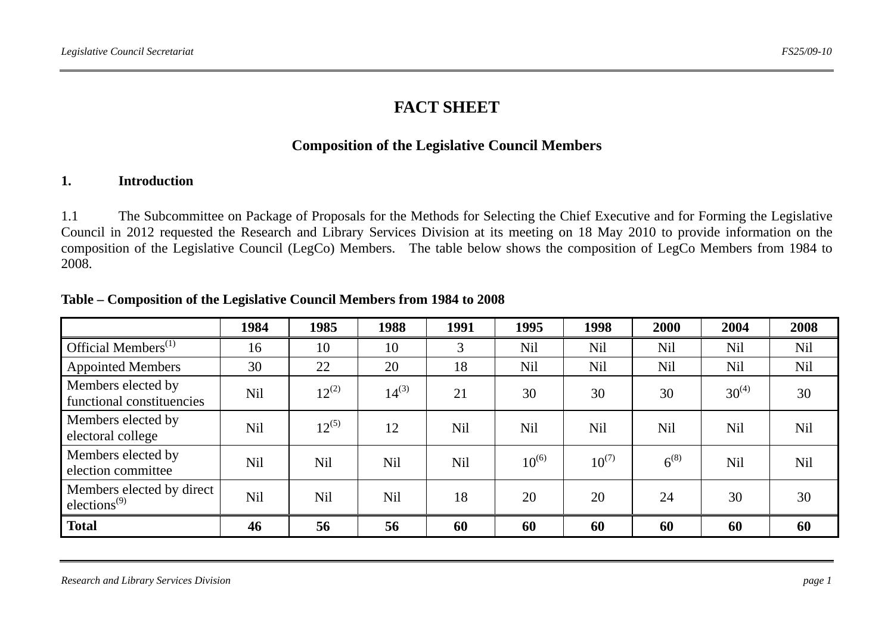# FACT SHEET

## Composition of the Legislative Council Members

### 1. Introduction

1.1 The Subcommittee on Package of Proposals for the Methods for Selecting the Chief Executive and for Forming the Legislative Council in 2012 requested the Research and Library Services Division at its meeting on 18 May 2010 to provide information on the composition of the Legislative Council (LegCo) Members. The table below shows the composition of LegCo Members from 1984 to 2008.

**Table – Composition of the Legislative Council Members from 1984 to 2008**

| | 1984 | 1985 | 1988 | 1991 | 1995 | 1998 | 2000 | 2004 | 2008 |
|---|---|---|---|---|---|---|---|---|---|
| Official Members(1) | 16 | 10 | 10 | 3 | Nil | Nil | Nil | Nil | Nil |
| Appointed Members | 30 | 22 | 20 | 18 | Nil | Nil | Nil | Nil | Nil |
| Members elected by functional constituencies | Nil | 12(2) | 14(3) | 21 | 30 | 30 | 30 | 30(4) | 30 |
| Members elected by electoral college | Nil | 12(5) | 12 | Nil | Nil | Nil | Nil | Nil | Nil |
| Members elected by election committee | Nil | Nil | Nil | Nil | 10(6) | 10(7) | 6(8) | Nil | Nil |
| Members elected by direct elections(9) | Nil | Nil | Nil | 18 | 20 | 20 | 24 | 30 | 30 |
| **Total** | **46** | **56** | **56** | **60** | **60** | **60** | **60** | **60** | **60** |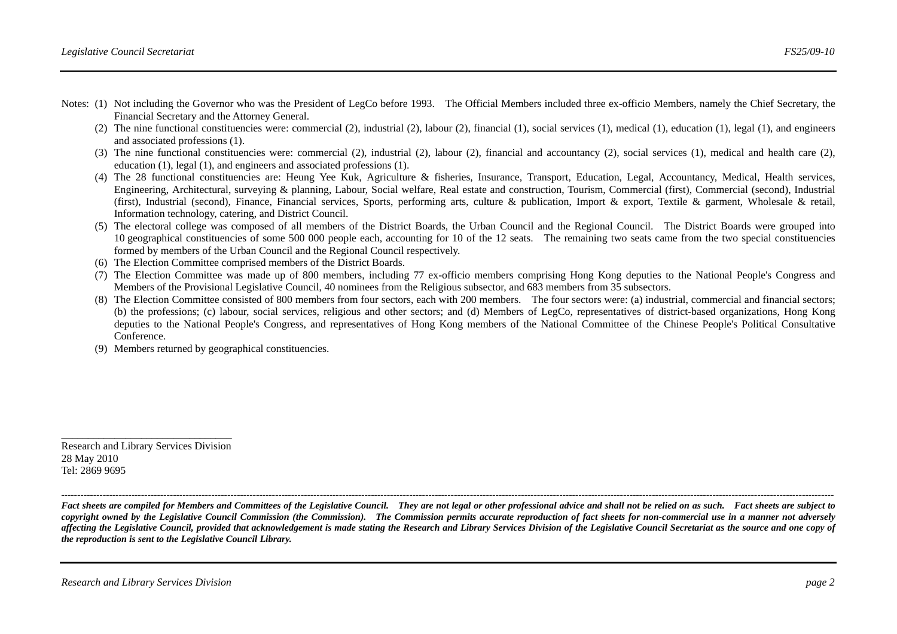Notes: (1) Not including the Governor who was the President of LegCo before 1993. The Official Members included three ex-officio Members, namely the Chief Secretary, the Financial Secretary and the Attorney General.

(2) The nine functional constituencies were: commercial (2), industrial (2), labour (2), financial (1), social services (1), medical (1), education (1), legal (1), and engineers and associated professions (1).

(3) The nine functional constituencies were: commercial (2), industrial (2), labour (2), financial and accountancy (2), social services (1), medical and health care (2), education (1), legal (1), and engineers and associated professions (1).

(4) The 28 functional constituencies are: Heung Yee Kuk, Agriculture & fisheries, Insurance, Transport, Education, Legal, Accountancy, Medical, Health services, Engineering, Architectural, surveying & planning, Labour, Social welfare, Real estate and construction, Tourism, Commercial (first), Commercial (second), Industrial (first), Industrial (second), Finance, Financial services, Sports, performing arts, culture & publication, Import & export, Textile & garment, Wholesale & retail, Information technology, catering, and District Council.

(5) The electoral college was composed of all members of the District Boards, the Urban Council and the Regional Council. The District Boards were grouped into 10 geographical constituencies of some 500 000 people each, accounting for 10 of the 12 seats. The remaining two seats came from the two special constituencies formed by members of the Urban Council and the Regional Council respectively.

(6) The Election Committee comprised members of the District Boards.

(7) The Election Committee was made up of 800 members, including 77 ex-officio members comprising Hong Kong deputies to the National People's Congress and Members of the Provisional Legislative Council, 40 nominees from the Religious subsector, and 683 members from 35 subsectors.

(8) The Election Committee consisted of 800 members from four sectors, each with 200 members. The four sectors were: (a) industrial, commercial and financial sectors; (b) the professions; (c) labour, social services, religious and other sectors; and (d) Members of LegCo, representatives of district-based organizations, Hong Kong deputies to the National People's Congress, and representatives of Hong Kong members of the National Committee of the Chinese People's Political Consultative Conference.

(9) Members returned by geographical constituencies.

---

Research and Library Services Division
28 May 2010
Tel: 2869 9695

---

***Fact sheets are compiled for Members and Committees of the Legislative Council. They are not legal or other professional advice and shall not be relied on as such. Fact sheets are subject to copyright owned by the Legislative Council Commission (the Commission). The Commission permits accurate reproduction of fact sheets for non-commercial use in a manner not adversely affecting the Legislative Council, provided that acknowledgement is made stating the Research and Library Services Division of the Legislative Council Secretariat as the source and one copy of the reproduction is sent to the Legislative Council Library.***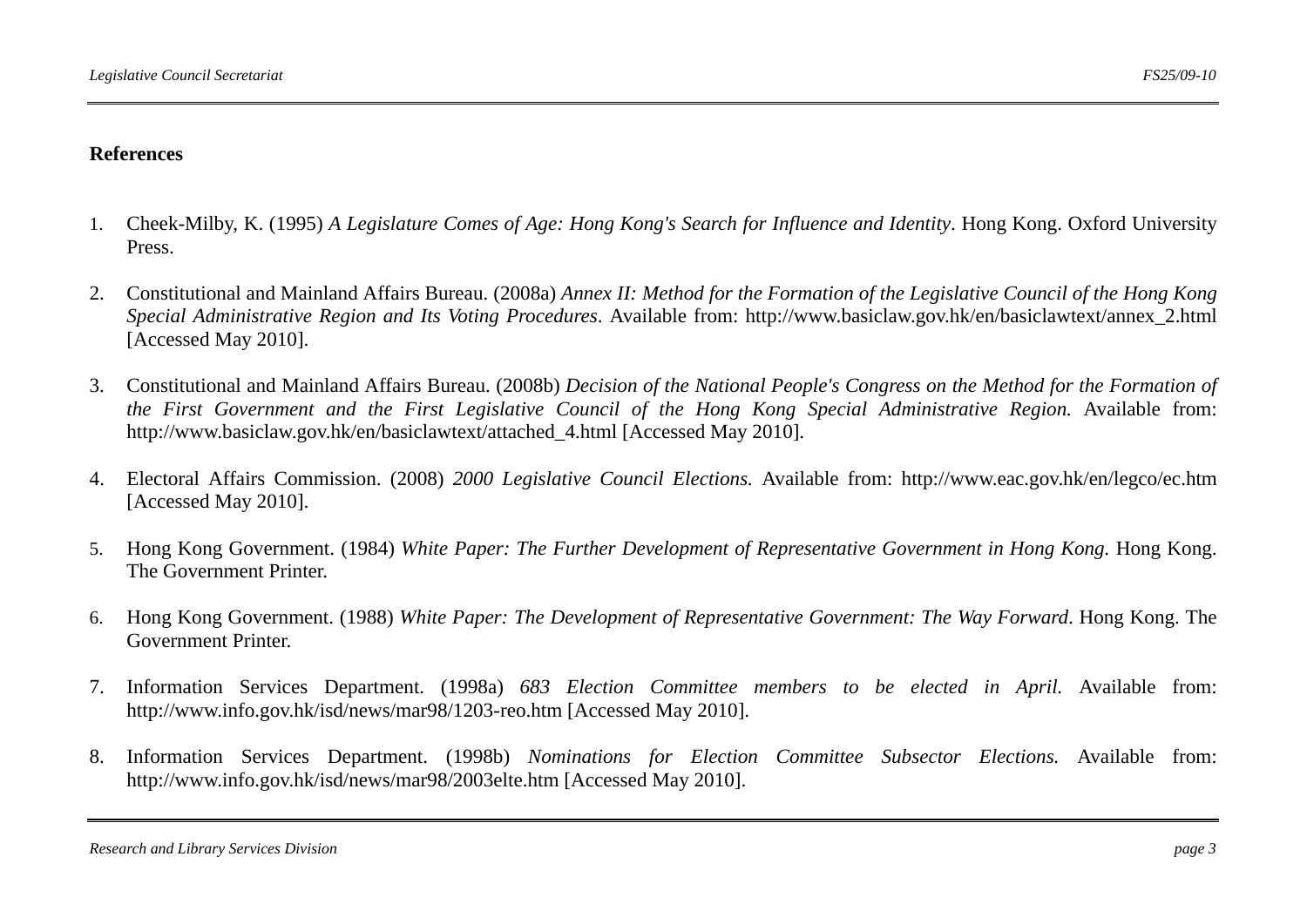## References

1. Cheek-Milby, K. (1995) *A Legislature Comes of Age: Hong Kong's Search for Influence and Identity*. Hong Kong. Oxford University Press.

2. Constitutional and Mainland Affairs Bureau. (2008a) *Annex II: Method for the Formation of the Legislative Council of the Hong Kong Special Administrative Region and Its Voting Procedures*. Available from: http://www.basiclaw.gov.hk/en/basiclawtext/annex_2.html [Accessed May 2010].

3. Constitutional and Mainland Affairs Bureau. (2008b) *Decision of the National People's Congress on the Method for the Formation of the First Government and the First Legislative Council of the Hong Kong Special Administrative Region.* Available from: http://www.basiclaw.gov.hk/en/basiclawtext/attached_4.html [Accessed May 2010].

4. Electoral Affairs Commission. (2008) *2000 Legislative Council Elections.* Available from: http://www.eac.gov.hk/en/legco/ec.htm [Accessed May 2010].

5. Hong Kong Government. (1984) *White Paper: The Further Development of Representative Government in Hong Kong.* Hong Kong. The Government Printer.

6. Hong Kong Government. (1988) *White Paper: The Development of Representative Government: The Way Forward*. Hong Kong. The Government Printer.

7. Information Services Department. (1998a) *683 Election Committee members to be elected in April.* Available from: http://www.info.gov.hk/isd/news/mar98/1203-reo.htm [Accessed May 2010].

8. Information Services Department. (1998b) *Nominations for Election Committee Subsector Elections.* Available from: http://www.info.gov.hk/isd/news/mar98/2003elte.htm [Accessed May 2010].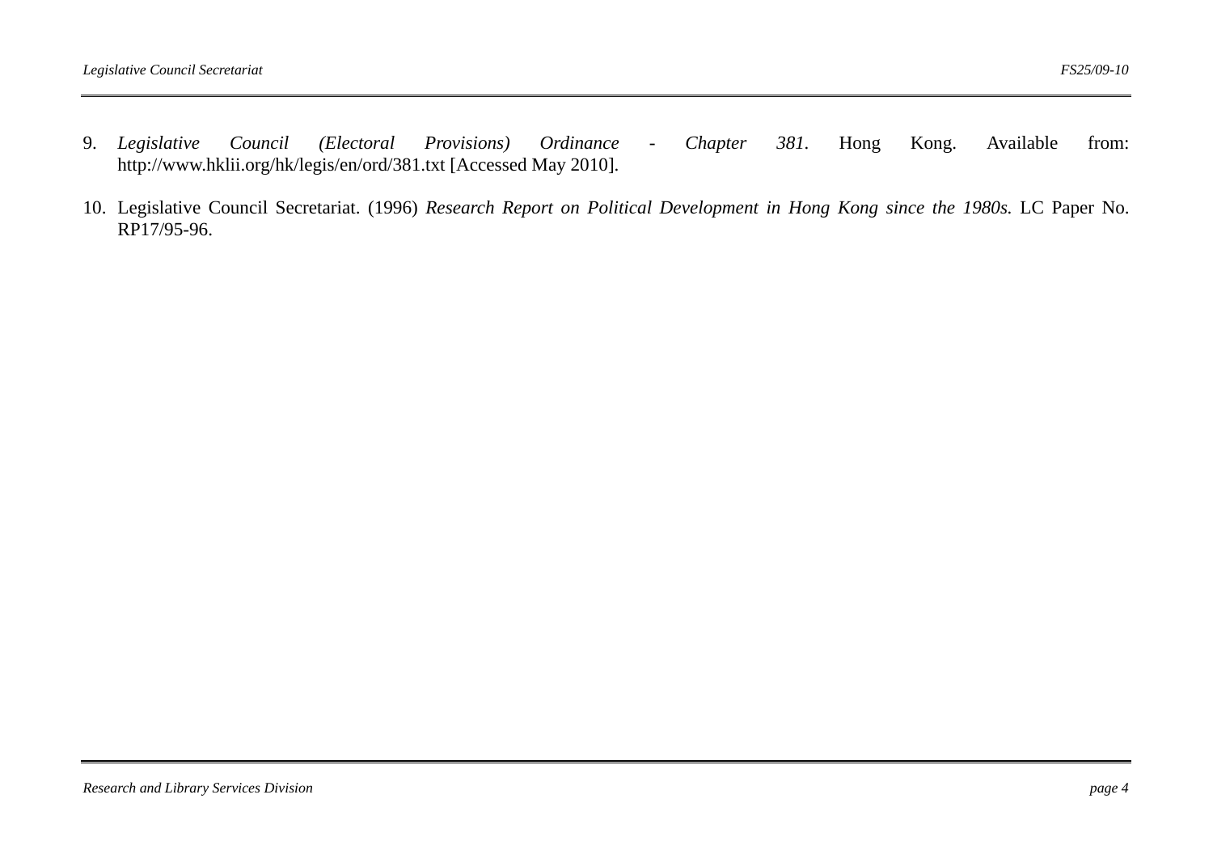9. *Legislative Council (Electoral Provisions) Ordinance - Chapter 381*. Hong Kong. Available from: http://www.hklii.org/hk/legis/en/ord/381.txt [Accessed May 2010].

10. Legislative Council Secretariat. (1996) *Research Report on Political Development in Hong Kong since the 1980s.* LC Paper No. RP17/95-96.